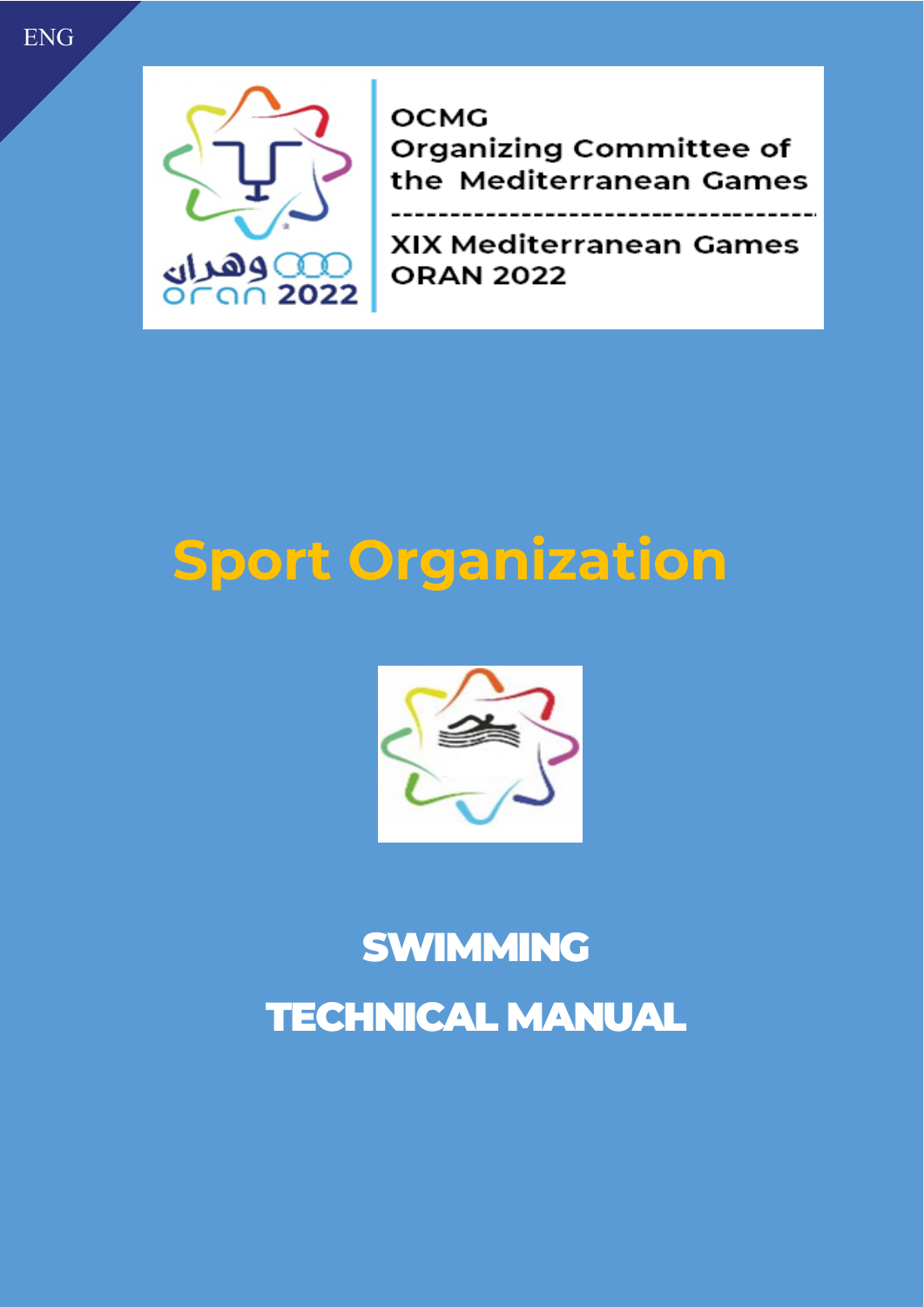ENG

OCMG
Organizing Committee of the Mediterranean Games

XIX Mediterranean Games
ORAN 2022

# Sport Organization

## SWIMMING

## TECHNICAL MANUAL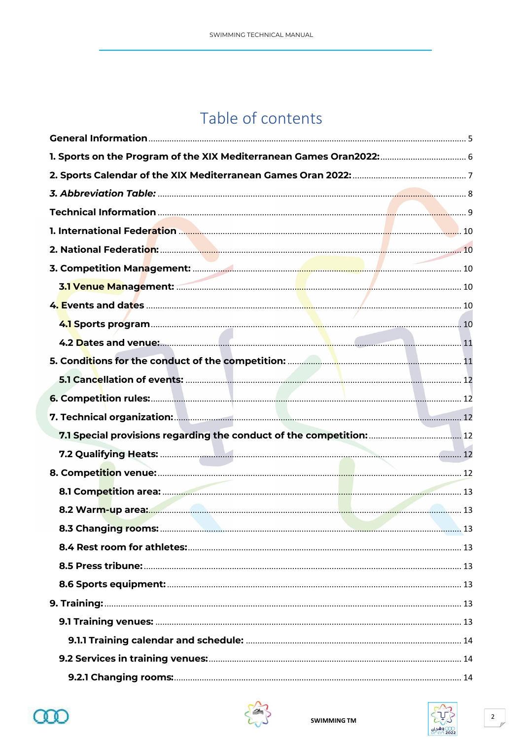# Table of contents

**General Information** ........................................ 5

**1. Sports on the Program of the XIX Mediterranean Games Oran2022:** ........................................ 6

**2. Sports Calendar of the XIX Mediterranean Games Oran 2022:** ........................................ 7

***3. Abbreviation Table:*** ........................................ 8

**Technical Information** ........................................ 9

**1. International Federation** ........................................ 10

**2. National Federation:** ........................................ 10

**3. Competition Management:** ........................................ 10

- **3.1 Venue Management:** ........................................ 10

**4. Events and dates** ........................................ 10

- **4.1 Sports program** ........................................ 10
- **4.2 Dates and venue:** ........................................ 11

**5. Conditions for the conduct of the competition:** ........................................ 11

- **5.1 Cancellation of events:** ........................................ 12

**6. Competition rules:** ........................................ 12

**7. Technical organization:** ........................................ 12

- **7.1 Special provisions regarding the conduct of the competition:** ........................................ 12
- **7.2 Qualifying Heats:** ........................................ 12

**8. Competition venue:** ........................................ 12

- **8.1 Competition area:** ........................................ 13
- **8.2 Warm-up area:** ........................................ 13
- **8.3 Changing rooms:** ........................................ 13
- **8.4 Rest room for athletes:** ........................................ 13
- **8.5 Press tribune:** ........................................ 13
- **8.6 Sports equipment:** ........................................ 13

**9. Training:** ........................................ 13

- **9.1 Training venues:** ........................................ 13
  - **9.1.1 Training calendar and schedule:** ........................................ 14
- **9.2 Services in training venues:** ........................................ 14
  - **9.2.1 Changing rooms:** ........................................ 14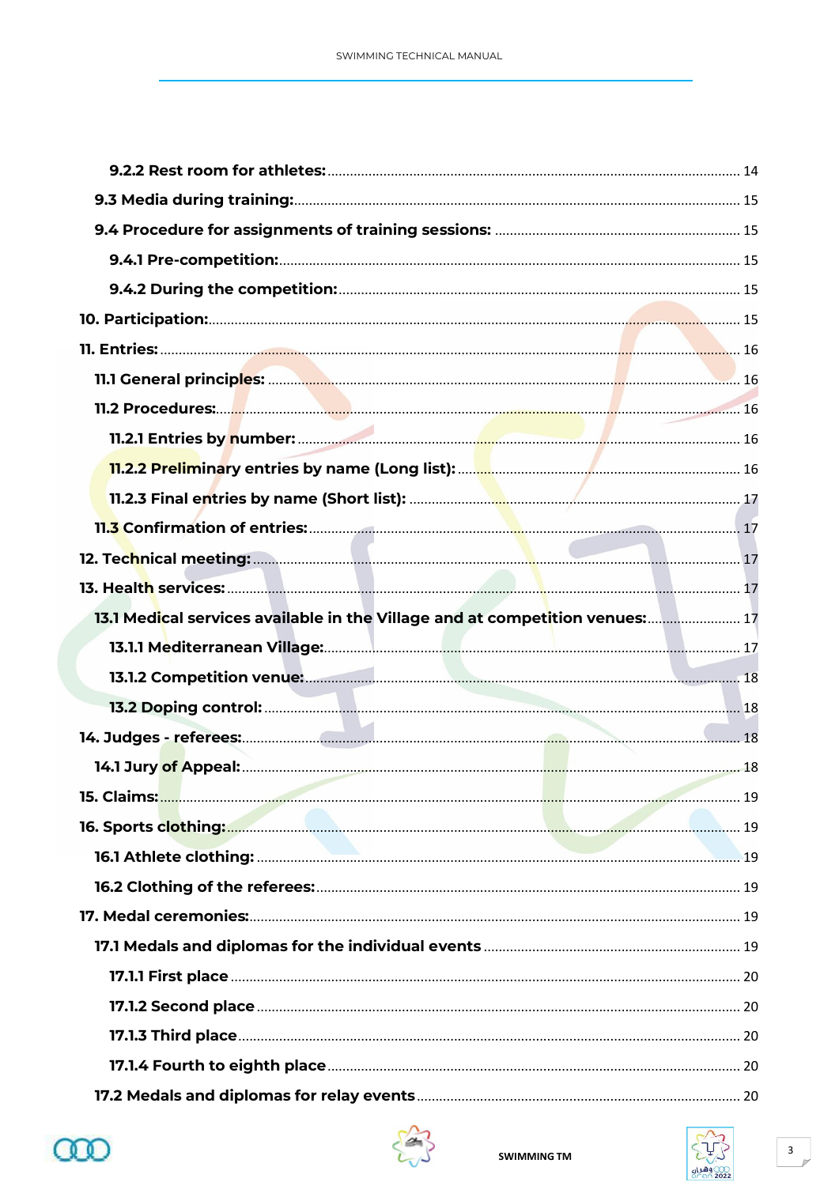9.2.2 Rest room for athletes: .......... 14

9.3 Media during training: .......... 15

9.4 Procedure for assignments of training sessions: .......... 15

9.4.1 Pre-competition: .......... 15

9.4.2 During the competition: .......... 15

10. Participation: .......... 15

11. Entries: .......... 16

11.1 General principles: .......... 16

11.2 Procedures: .......... 16

11.2.1 Entries by number: .......... 16

11.2.2 Preliminary entries by name (Long list): .......... 16

11.2.3 Final entries by name (Short list): .......... 17

11.3 Confirmation of entries: .......... 17

12. Technical meeting: .......... 17

13. Health services: .......... 17

13.1 Medical services available in the Village and at competition venues: .......... 17

13.1.1 Mediterranean Village: .......... 17

13.1.2 Competition venue: .......... 18

13.2 Doping control: .......... 18

14. Judges - referees: .......... 18

14.1 Jury of Appeal: .......... 18

15. Claims: .......... 19

16. Sports clothing: .......... 19

16.1 Athlete clothing: .......... 19

16.2 Clothing of the referees: .......... 19

17. Medal ceremonies: .......... 19

17.1 Medals and diplomas for the individual events .......... 19

17.1.1 First place .......... 20

17.1.2 Second place .......... 20

17.1.3 Third place .......... 20

17.1.4 Fourth to eighth place .......... 20

17.2 Medals and diplomas for relay events .......... 20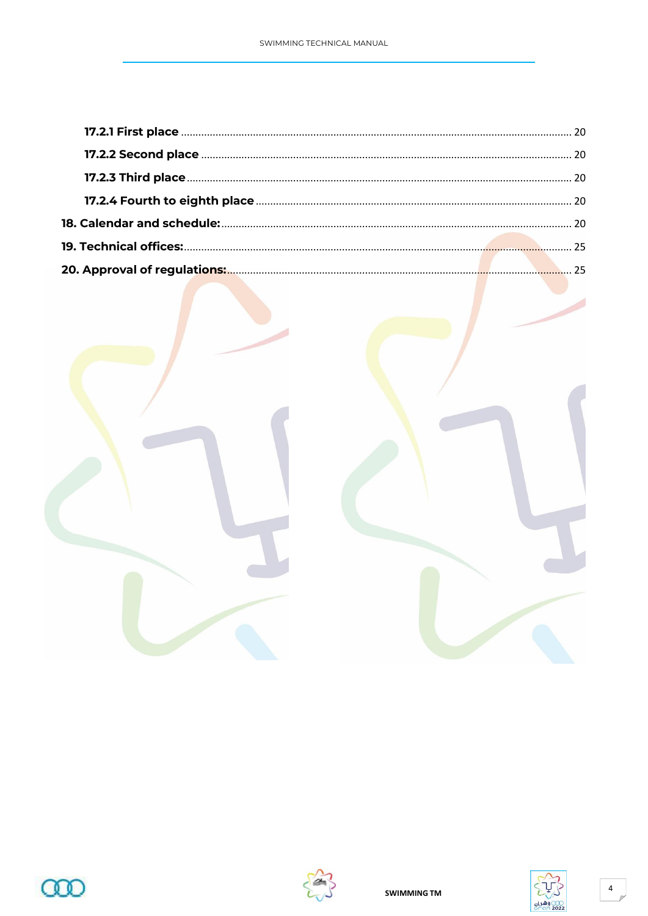17.2.1 First place ..... 20

17.2.2 Second place ..... 20

17.2.3 Third place ..... 20

17.2.4 Fourth to eighth place ..... 20

18. Calendar and schedule: ..... 20

19. Technical offices: ..... 25

20. Approval of regulations: ..... 25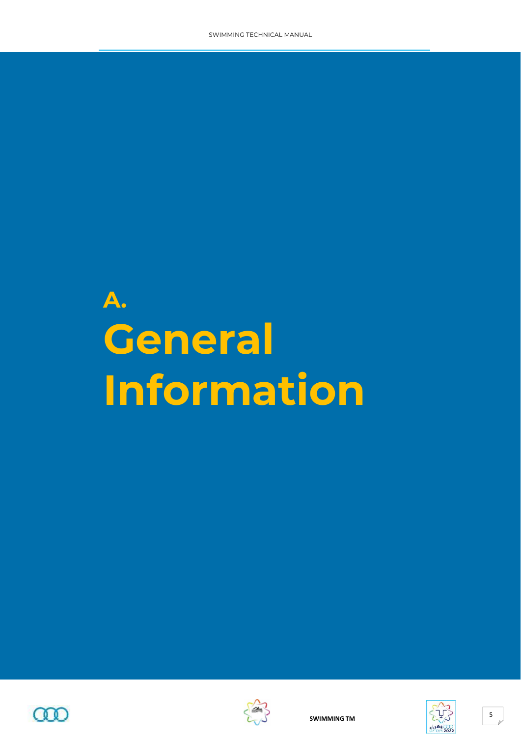# A. General Information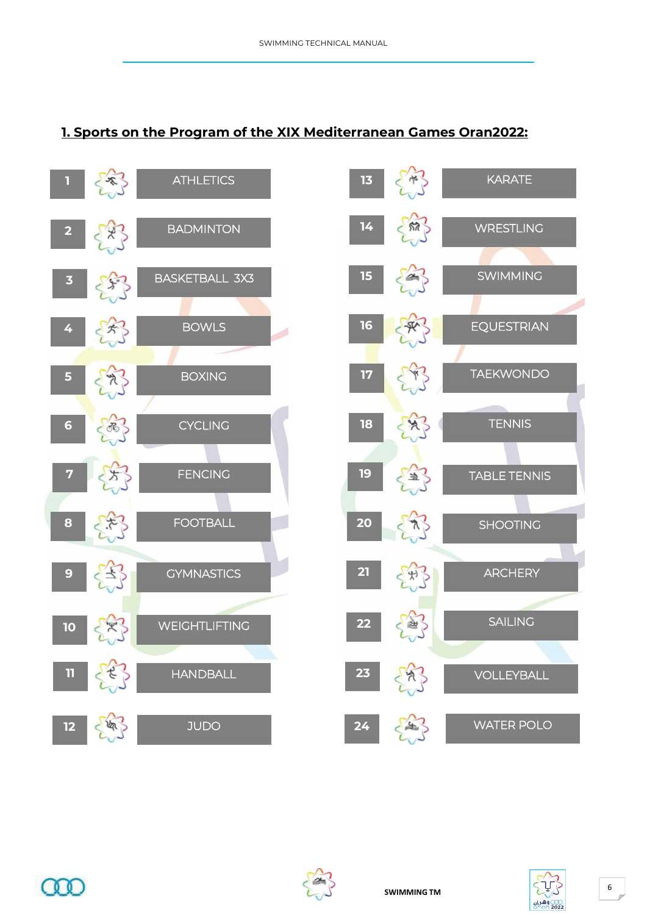## 1. Sports on the Program of the XIX Mediterranean Games Oran2022:

| No. | Sport | No. | Sport |
|---|---|---|---|
| 1 | ATHLETICS | 13 | KARATE |
| 2 | BADMINTON | 14 | WRESTLING |
| 3 | BASKETBALL 3X3 | 15 | SWIMMING |
| 4 | BOWLS | 16 | EQUESTRIAN |
| 5 | BOXING | 17 | TAEKWONDO |
| 6 | CYCLING | 18 | TENNIS |
| 7 | FENCING | 19 | TABLE TENNIS |
| 8 | FOOTBALL | 20 | SHOOTING |
| 9 | GYMNASTICS | 21 | ARCHERY |
| 10 | WEIGHTLIFTING | 22 | SAILING |
| 11 | HANDBALL | 23 | VOLLEYBALL |
| 12 | JUDO | 24 | WATER POLO |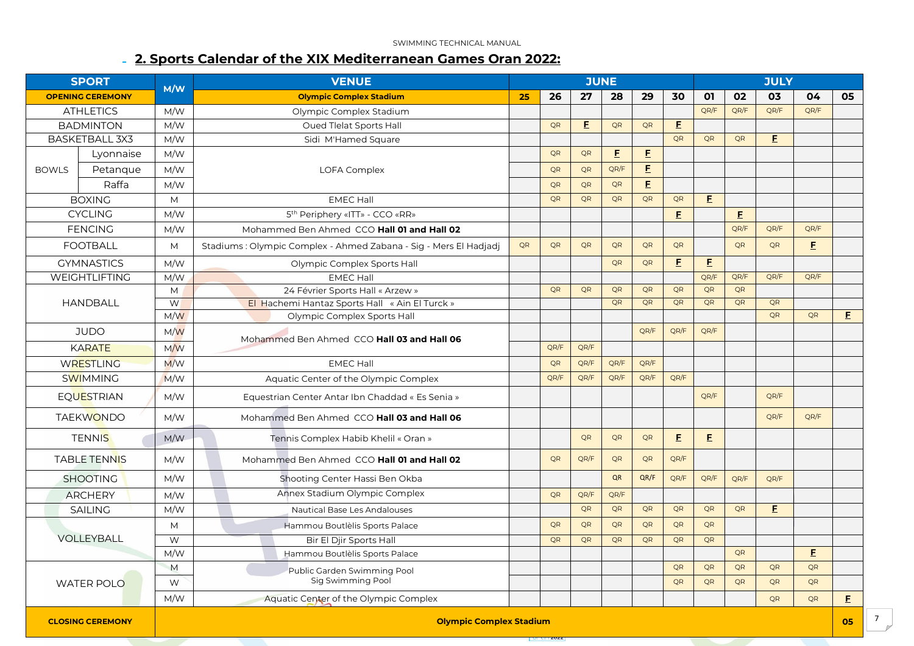## 2. Sports Calendar of the XIX Mediterranean Games Oran 2022:

| SPORT | | M/W | VENUE | JUNE | | | | | | JULY | | | | |
|---|---|---|---|---|---|---|---|---|---|---|---|---|---|---|
| OPENING CEREMONY | | | Olympic Complex Stadium | 25 | 26 | 27 | 28 | 29 | 30 | 01 | 02 | 03 | 04 | 05 |
| ATHLETICS | | M/W | Olympic Complex Stadium | | | | | | | QR/F | QR/F | QR/F | QR/F | |
| BADMINTON | | M/W | Oued Tlelat Sports Hall | | QR | F | QR | QR | F | | | | | |
| BASKETBALL 3X3 | | M/W | Sidi M'Hamed Square | | | | | | QR | QR | QR | F | | |
| BOWLS | Lyonnaise | M/W | LOFA Complex | | QR | QR | F | F | | | | | | |
| | Petanque | M/W | | | QR | QR | QR/F | F | | | | | | |
| | Raffa | M/W | | | QR | QR | QR | F | | | | | | |
| BOXING | | M | EMEC Hall | | QR | QR | QR | QR | QR | F | | | | |
| CYCLING | | M/W | 5th Periphery «ITT» - CCO «RR» | | | | | | F | | F | | | |
| FENCING | | M/W | Mohammed Ben Ahmed CCO **Hall 01 and Hall 02** | | | | | | | | QR/F | QR/F | QR/F | |
| FOOTBALL | | M | Stadiums : Olympic Complex - Ahmed Zabana - Sig - Mers El Hadjadj | QR | QR | QR | QR | QR | QR | | QR | QR | F | |
| GYMNASTICS | | M/W | Olympic Complex Sports Hall | | | | QR | QR | F | F | | | | |
| WEIGHTLIFTING | | M/W | EMEC Hall | | | | | | | QR/F | QR/F | QR/F | QR/F | |
| HANDBALL | | M | 24 Février Sports Hall « Arzew » | | QR | QR | QR | QR | QR | QR | QR | | | |
| | | W | El Hachemi Hantaz Sports Hall « Ain El Turck » | | | | QR | QR | QR | QR | QR | QR | | |
| | | M/W | Olympic Complex Sports Hall | | | | | | | | | QR | QR | F |
| JUDO | | M/W | Mohammed Ben Ahmed CCO **Hall 03 and Hall 06** | | | | | QR/F | QR/F | QR/F | | | | |
| KARATE | | M/W | | | QR/F | QR/F | | | | | | | | |
| WRESTLING | | M/W | EMEC Hall | | QR | QR/F | QR/F | QR/F | | | | | | |
| SWIMMING | | M/W | Aquatic Center of the Olympic Complex | | QR/F | QR/F | QR/F | QR/F | QR/F | | | | | |
| EQUESTRIAN | | M/W | Equestrian Center Antar Ibn Chaddad « Es Senia » | | | | | | | QR/F | | QR/F | | |
| TAEKWONDO | | M/W | Mohammed Ben Ahmed CCO **Hall 03 and Hall 06** | | | | | | | | | QR/F | QR/F | |
| TENNIS | | M/W | Tennis Complex Habib Khelil « Oran » | | | QR | QR | QR | F | F | | | | |
| TABLE TENNIS | | M/W | Mohammed Ben Ahmed CCO **Hall 01 and Hall 02** | | QR | QR/F | QR | QR | QR/F | | | | | |
| SHOOTING | | M/W | Shooting Center Hassi Ben Okba | | | | QR | QR/F | QR/F | QR/F | QR/F | QR/F | | |
| ARCHERY | | M/W | Annex Stadium Olympic Complex | | QR | QR/F | QR/F | | | | | | | |
| SAILING | | M/W | Nautical Base Les Andalouses | | | QR | QR | QR | QR | QR | QR | F | | |
| VOLLEYBALL | | M | Hammou Boutlèlis Sports Palace | | QR | QR | QR | QR | QR | QR | | | | |
| | | W | Bir El Djir Sports Hall | | QR | QR | QR | QR | QR | QR | | | | |
| | | M/W | Hammou Boutlèlis Sports Palace | | | | | | | | QR | | F | |
| WATER POLO | | M | Public Garden Swimming Pool | | | | | | QR | QR | QR | QR | QR | |
| | | W | Sig Swimming Pool | | | | | | QR | QR | QR | QR | QR | |
| | | M/W | Aquatic Center of the Olympic Complex | | | | | | | | | QR | QR | F |
| CLOSING CEREMONY | | | Olympic Complex Stadium | | | | | | | | | | | 05 |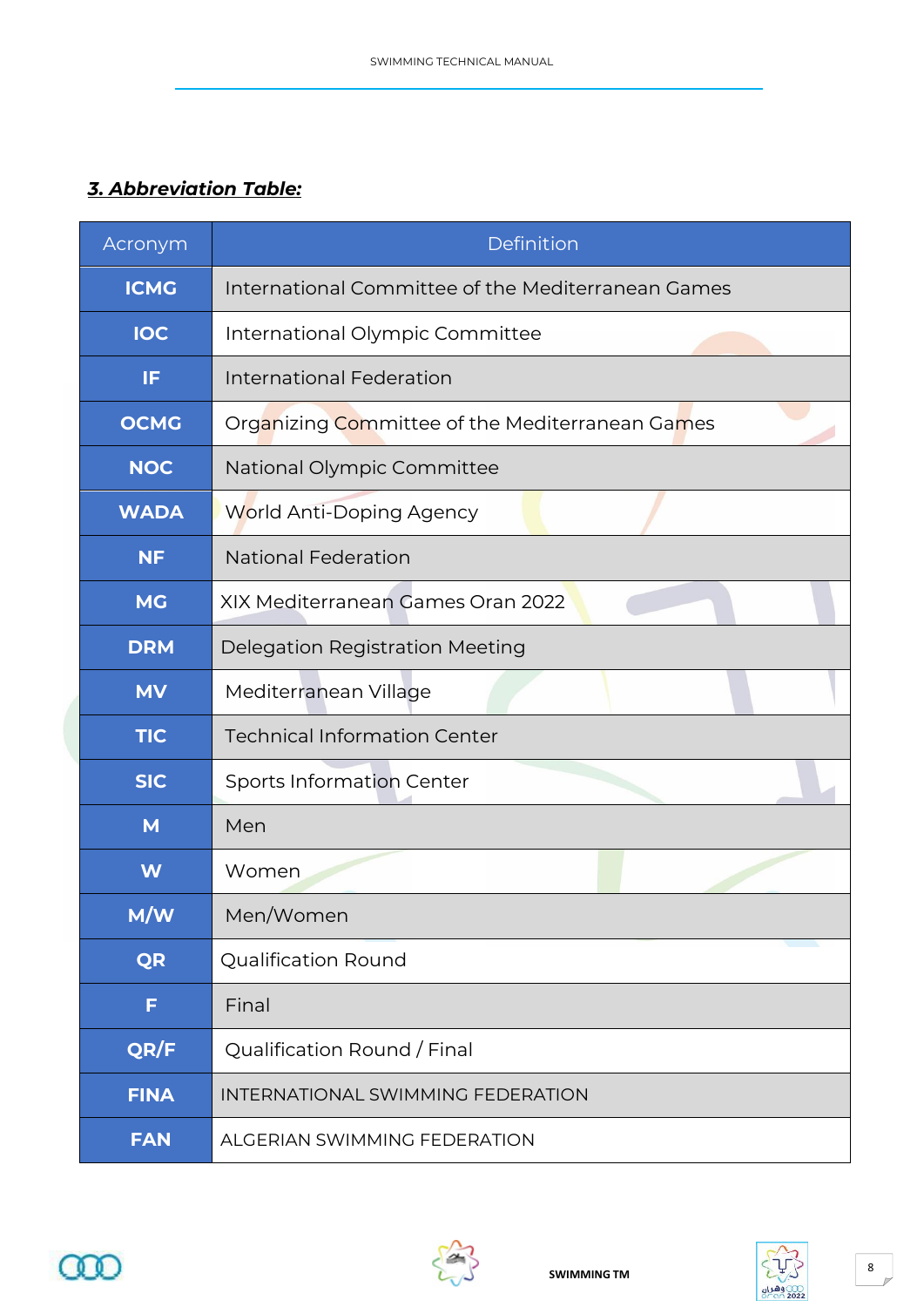## ***3. Abbreviation Table:***

| Acronym | Definition |
|---|---|
| **ICMG** | International Committee of the Mediterranean Games |
| **IOC** | International Olympic Committee |
| **IF** | International Federation |
| **OCMG** | Organizing Committee of the Mediterranean Games |
| **NOC** | National Olympic Committee |
| **WADA** | World Anti-Doping Agency |
| **NF** | National Federation |
| **MG** | XIX Mediterranean Games Oran 2022 |
| **DRM** | Delegation Registration Meeting |
| **MV** | Mediterranean Village |
| **TIC** | Technical Information Center |
| **SIC** | Sports Information Center |
| **M** | Men |
| **W** | Women |
| **M/W** | Men/Women |
| **QR** | Qualification Round |
| **F** | Final |
| **QR/F** | Qualification Round / Final |
| **FINA** | INTERNATIONAL SWIMMING FEDERATION |
| **FAN** | ALGERIAN SWIMMING FEDERATION |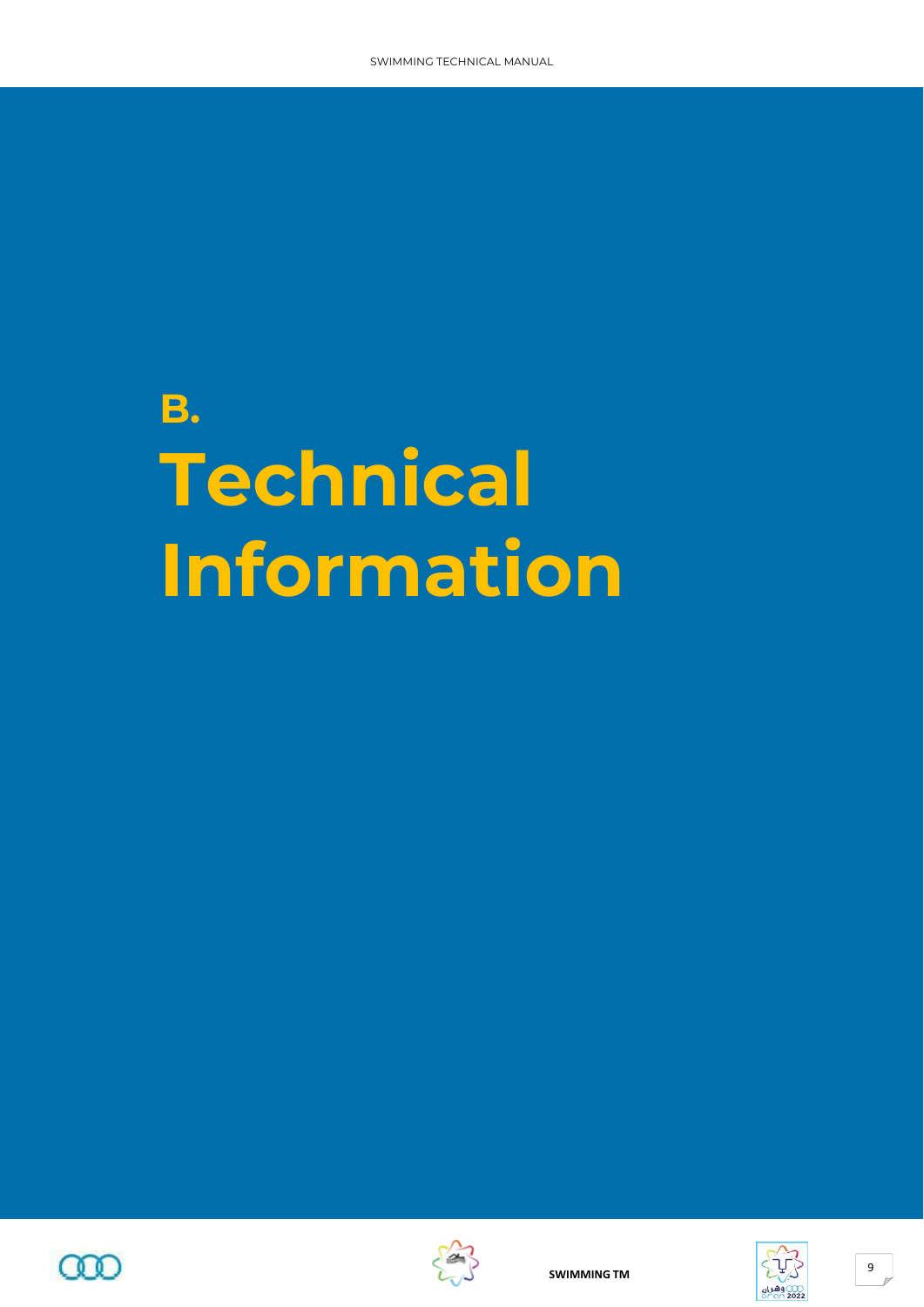# B. Technical Information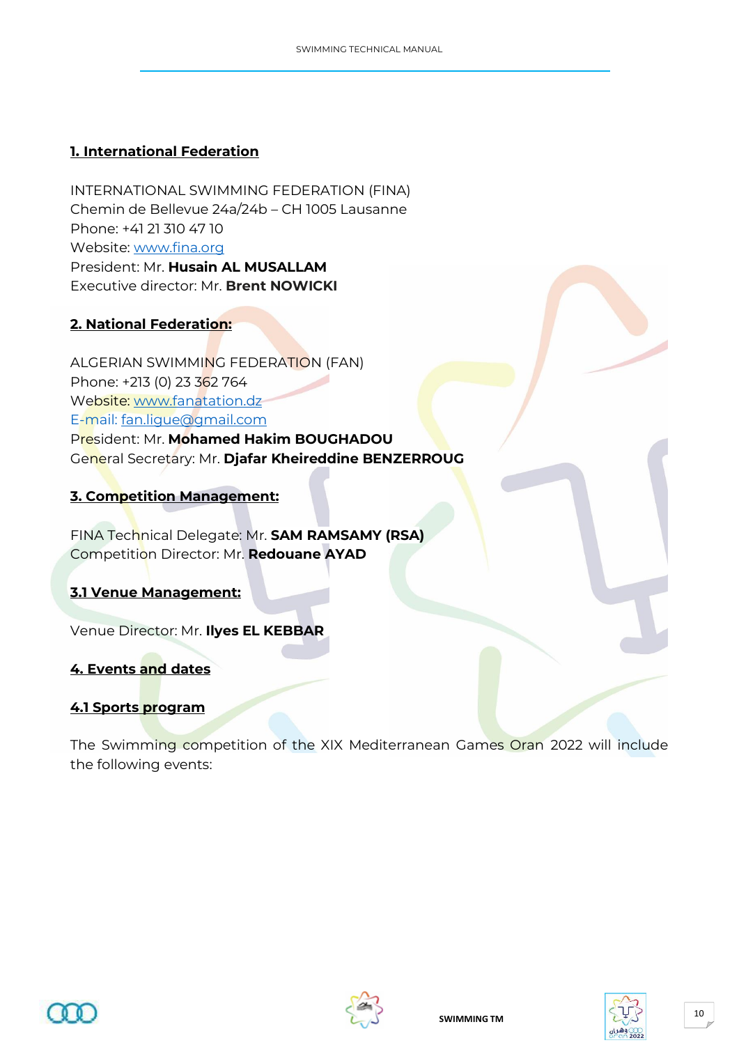## 1. International Federation

INTERNATIONAL SWIMMING FEDERATION (FINA)
Chemin de Bellevue 24a/24b – CH 1005 Lausanne
Phone: +41 21 310 47 10
Website: www.fina.org
President: Mr. **Husain AL MUSALLAM**
Executive director: Mr. **Brent NOWICKI**

## 2. National Federation:

ALGERIAN SWIMMING FEDERATION (FAN)
Phone: +213 (0) 23 362 764
Website: www.fanatation.dz
E-mail: fan.ligue@gmail.com
President: Mr. **Mohamed Hakim BOUGHADOU**
General Secretary: Mr. **Djafar Kheireddine BENZERROUG**

## 3. Competition Management:

FINA Technical Delegate: Mr. **SAM RAMSAMY (RSA)**
Competition Director: Mr. **Redouane AYAD**

### 3.1 Venue Management:

Venue Director: Mr. **Ilyes EL KEBBAR**

## 4. Events and dates

### 4.1 Sports program

The Swimming competition of the XIX Mediterranean Games Oran 2022 will include the following events: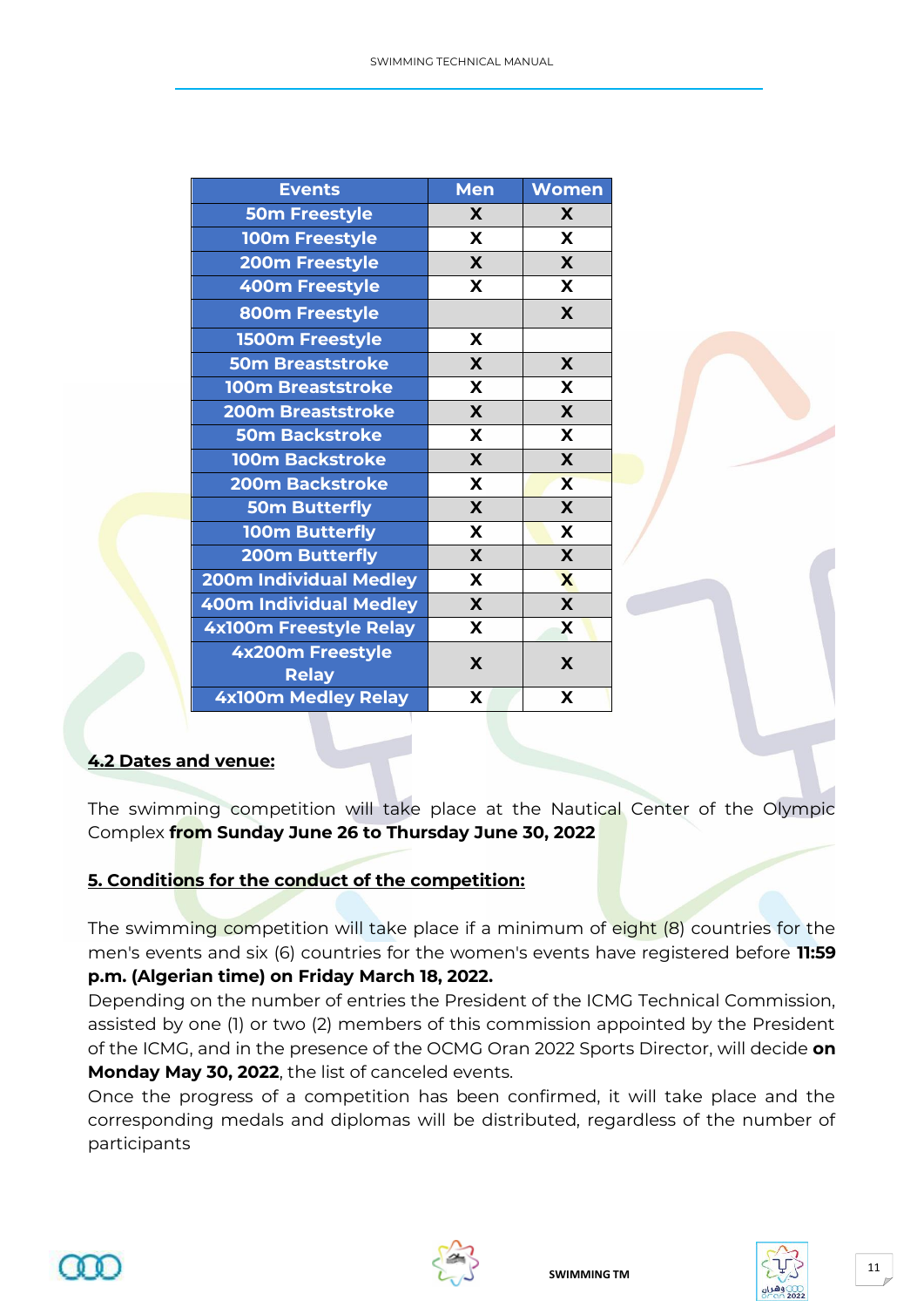| Events | Men | Women |
|---|---|---|
| 50m Freestyle | X | X |
| 100m Freestyle | X | X |
| 200m Freestyle | X | X |
| 400m Freestyle | X | X |
| 800m Freestyle | | X |
| 1500m Freestyle | X | |
| 50m Breaststroke | X | X |
| 100m Breaststroke | X | X |
| 200m Breaststroke | X | X |
| 50m Backstroke | X | X |
| 100m Backstroke | X | X |
| 200m Backstroke | X | X |
| 50m Butterfly | X | X |
| 100m Butterfly | X | X |
| 200m Butterfly | X | X |
| 200m Individual Medley | X | X |
| 400m Individual Medley | X | X |
| 4x100m Freestyle Relay | X | X |
| 4x200m Freestyle Relay | X | X |
| 4x100m Medley Relay | X | X |

## 4.2 Dates and venue:

The swimming competition will take place at the Nautical Center of the Olympic Complex **from Sunday June 26 to Thursday June 30, 2022**

## 5. Conditions for the conduct of the competition:

The swimming competition will take place if a minimum of eight (8) countries for the men's events and six (6) countries for the women's events have registered before **11:59 p.m. (Algerian time) on Friday March 18, 2022.**
Depending on the number of entries the President of the ICMG Technical Commission, assisted by one (1) or two (2) members of this commission appointed by the President of the ICMG, and in the presence of the OCMG Oran 2022 Sports Director, will decide **on Monday May 30, 2022**, the list of canceled events.
Once the progress of a competition has been confirmed, it will take place and the corresponding medals and diplomas will be distributed, regardless of the number of participants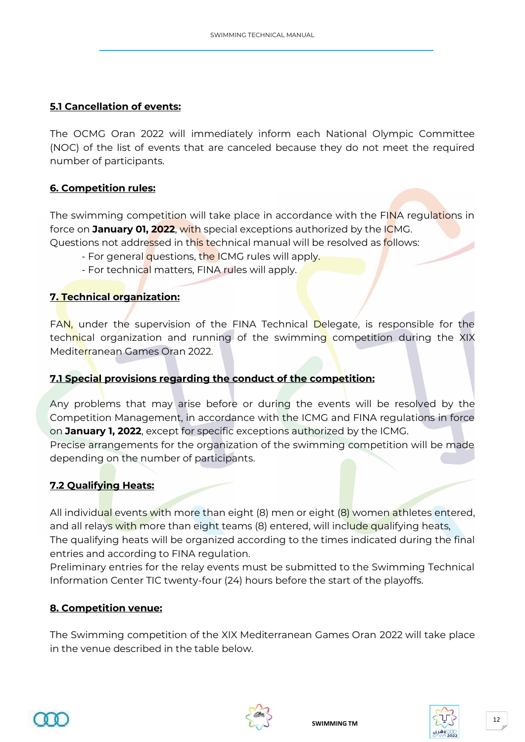## 5.1 Cancellation of events:

The OCMG Oran 2022 will immediately inform each National Olympic Committee (NOC) of the list of events that are canceled because they do not meet the required number of participants.

## 6. Competition rules:

The swimming competition will take place in accordance with the FINA regulations in force on **January 01, 2022**, with special exceptions authorized by the ICMG.
Questions not addressed in this technical manual will be resolved as follows:

- For general questions, the ICMG rules will apply.
- For technical matters, FINA rules will apply.

## 7. Technical organization:

FAN, under the supervision of the FINA Technical Delegate, is responsible for the technical organization and running of the swimming competition during the XIX Mediterranean Games Oran 2022.

### 7.1 Special provisions regarding the conduct of the competition:

Any problems that may arise before or during the events will be resolved by the Competition Management, in accordance with the ICMG and FINA regulations in force on **January 1, 2022**, except for specific exceptions authorized by the ICMG.
Precise arrangements for the organization of the swimming competition will be made depending on the number of participants.

### 7.2 Qualifying Heats:

All individual events with more than eight (8) men or eight (8) women athletes entered, and all relays with more than eight teams (8) entered, will include qualifying heats,
The qualifying heats will be organized according to the times indicated during the final entries and according to FINA regulation.
Preliminary entries for the relay events must be submitted to the Swimming Technical Information Center TIC twenty-four (24) hours before the start of the playoffs.

## 8. Competition venue:

The Swimming competition of the XIX Mediterranean Games Oran 2022 will take place in the venue described in the table below.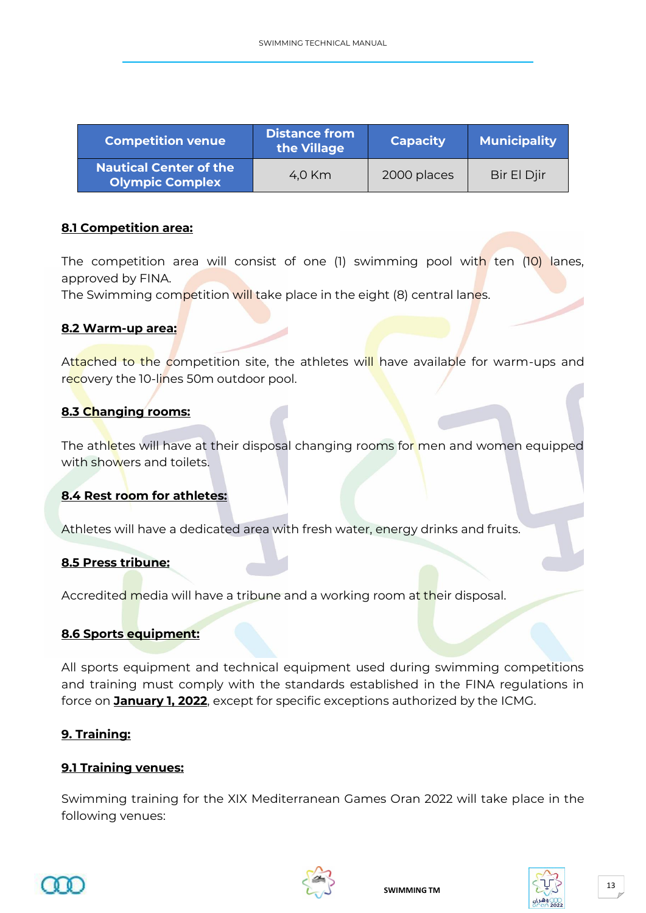| Competition venue | Distance from the Village | Capacity | Municipality |
|---|---|---|---|
| Nautical Center of the Olympic Complex | 4,0 Km | 2000 places | Bir El Djir |

**8.1 Competition area:**

The competition area will consist of one (1) swimming pool with ten (10) lanes, approved by FINA.
The Swimming competition will take place in the eight (8) central lanes.

**8.2 Warm-up area:**

Attached to the competition site, the athletes will have available for warm-ups and recovery the 10-lines 50m outdoor pool.

**8.3 Changing rooms:**

The athletes will have at their disposal changing rooms for men and women equipped with showers and toilets.

**8.4 Rest room for athletes:**

Athletes will have a dedicated area with fresh water, energy drinks and fruits.

**8.5 Press tribune:**

Accredited media will have a tribune and a working room at their disposal.

**8.6 Sports equipment:**

All sports equipment and technical equipment used during swimming competitions and training must comply with the standards established in the FINA regulations in force on **January 1, 2022**, except for specific exceptions authorized by the ICMG.

**9. Training:**

**9.1 Training venues:**

Swimming training for the XIX Mediterranean Games Oran 2022 will take place in the following venues: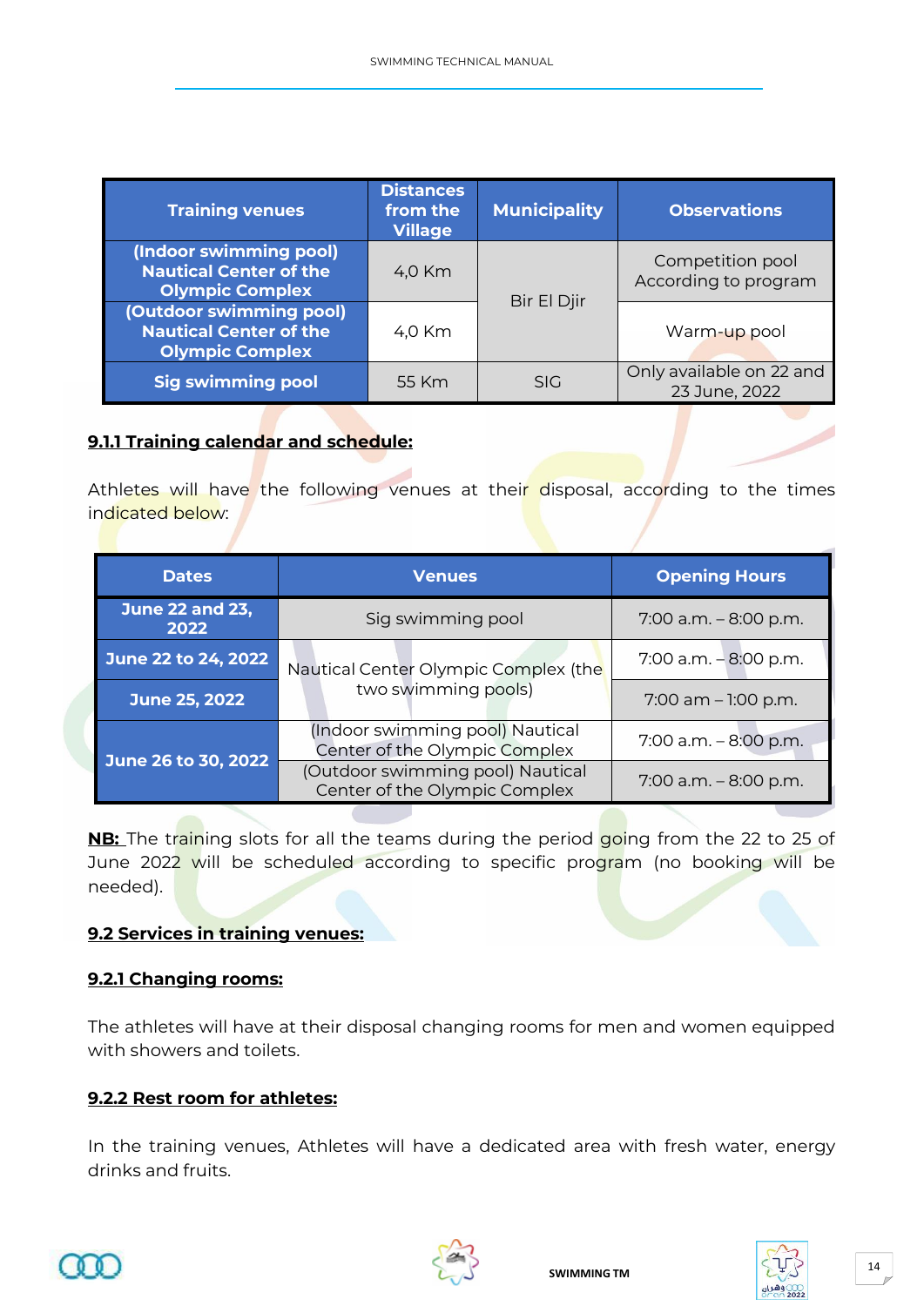| Training venues | Distances from the Village | Municipality | Observations |
|---|---|---|---|
| **(Indoor swimming pool) Nautical Center of the Olympic Complex** | 4,0 Km | Bir El Djir | Competition pool According to program |
| **(Outdoor swimming pool) Nautical Center of the Olympic Complex** | 4,0 Km | | Warm-up pool |
| **Sig swimming pool** | 55 Km | SIG | Only available on 22 and 23 June, 2022 |

### 9.1.1 Training calendar and schedule:

Athletes will have the following venues at their disposal, according to the times indicated below:

| Dates | Venues | Opening Hours |
|---|---|---|
| **June 22 and 23, 2022** | Sig swimming pool | 7:00 a.m. – 8:00 p.m. |
| **June 22 to 24, 2022** | Nautical Center Olympic Complex (the two swimming pools) | 7:00 a.m. – 8:00 p.m. |
| **June 25, 2022** | | 7:00 am – 1:00 p.m. |
| **June 26 to 30, 2022** | (Indoor swimming pool) Nautical Center of the Olympic Complex | 7:00 a.m. – 8:00 p.m. |
| | (Outdoor swimming pool) Nautical Center of the Olympic Complex | 7:00 a.m. – 8:00 p.m. |

**NB:** The training slots for all the teams during the period going from the 22 to 25 of June 2022 will be scheduled according to specific program (no booking will be needed).

## 9.2 Services in training venues:

### 9.2.1 Changing rooms:

The athletes will have at their disposal changing rooms for men and women equipped with showers and toilets.

### 9.2.2 Rest room for athletes:

In the training venues, Athletes will have a dedicated area with fresh water, energy drinks and fruits.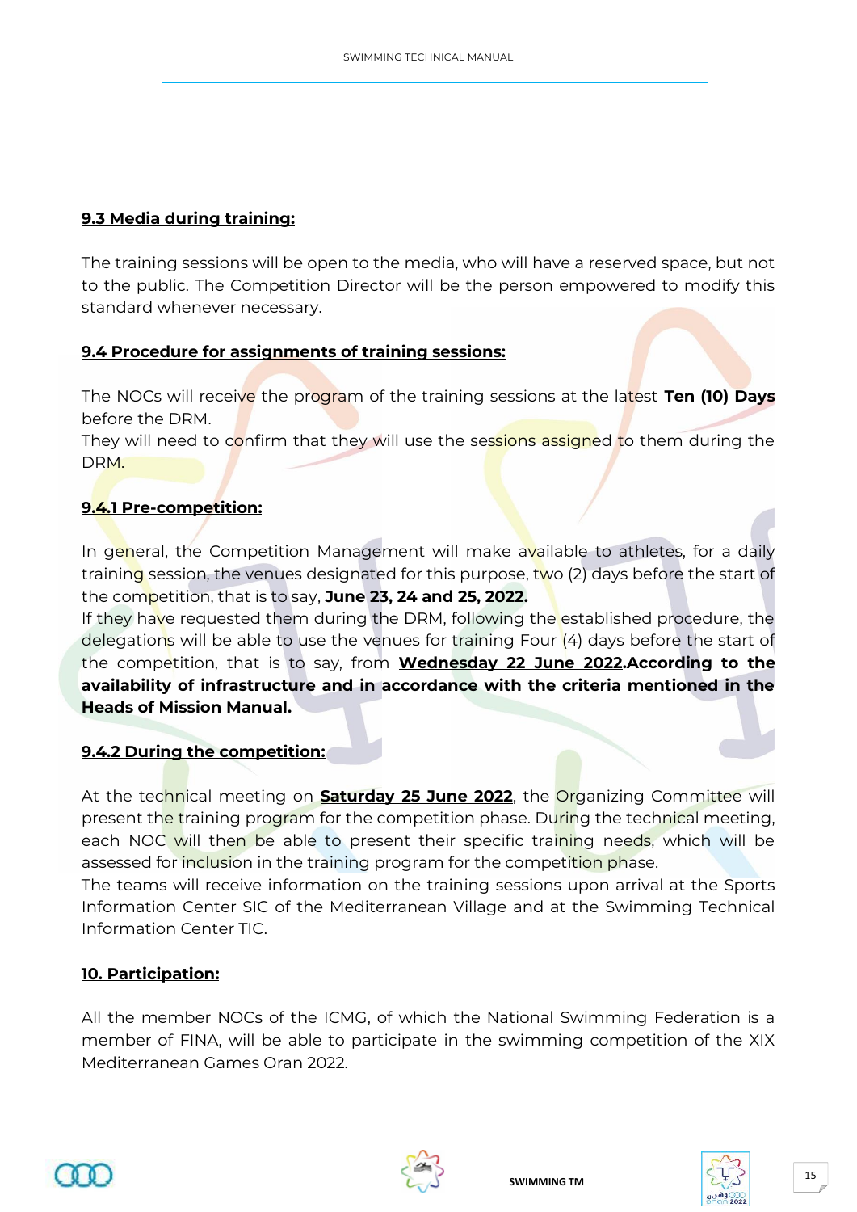## 9.3 Media during training:

The training sessions will be open to the media, who will have a reserved space, but not to the public. The Competition Director will be the person empowered to modify this standard whenever necessary.

## 9.4 Procedure for assignments of training sessions:

The NOCs will receive the program of the training sessions at the latest **Ten (10) Days** before the DRM.
They will need to confirm that they will use the sessions assigned to them during the DRM.

### 9.4.1 Pre-competition:

In general, the Competition Management will make available to athletes, for a daily training session, the venues designated for this purpose, two (2) days before the start of the competition, that is to say, **June 23, 24 and 25, 2022.**
If they have requested them during the DRM, following the established procedure, the delegations will be able to use the venues for training Four (4) days before the start of the competition, that is to say, from **Wednesday 22 June 2022**.**According to the availability of infrastructure and in accordance with the criteria mentioned in the Heads of Mission Manual.**

### 9.4.2 During the competition:

At the technical meeting on **Saturday 25 June 2022**, the Organizing Committee will present the training program for the competition phase. During the technical meeting, each NOC will then be able to present their specific training needs, which will be assessed for inclusion in the training program for the competition phase.
The teams will receive information on the training sessions upon arrival at the Sports Information Center SIC of the Mediterranean Village and at the Swimming Technical Information Center TIC.

## 10. Participation:

All the member NOCs of the ICMG, of which the National Swimming Federation is a member of FINA, will be able to participate in the swimming competition of the XIX Mediterranean Games Oran 2022.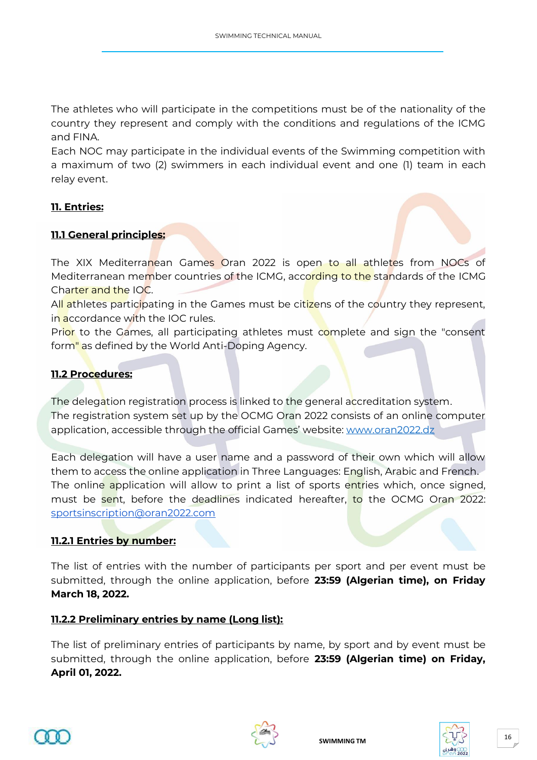The athletes who will participate in the competitions must be of the nationality of the country they represent and comply with the conditions and regulations of the ICMG and FINA.

Each NOC may participate in the individual events of the Swimming competition with a maximum of two (2) swimmers in each individual event and one (1) team in each relay event.

## 11. Entries:

### 11.1 General principles:

The XIX Mediterranean Games Oran 2022 is open to all athletes from NOCs of Mediterranean member countries of the ICMG, according to the standards of the ICMG Charter and the IOC.

All athletes participating in the Games must be citizens of the country they represent, in accordance with the IOC rules.

Prior to the Games, all participating athletes must complete and sign the "consent form" as defined by the World Anti-Doping Agency.

### 11.2 Procedures:

The delegation registration process is linked to the general accreditation system.

The registration system set up by the OCMG Oran 2022 consists of an online computer application, accessible through the official Games' website: www.oran2022.dz

Each delegation will have a user name and a password of their own which will allow them to access the online application in Three Languages: English, Arabic and French.

The online application will allow to print a list of sports entries which, once signed, must be sent, before the deadlines indicated hereafter, to the OCMG Oran 2022: sportsinscription@oran2022.com

#### 11.2.1 Entries by number:

The list of entries with the number of participants per sport and per event must be submitted, through the online application, before **23:59 (Algerian time), on Friday March 18, 2022.**

#### 11.2.2 Preliminary entries by name (Long list):

The list of preliminary entries of participants by name, by sport and by event must be submitted, through the online application, before **23:59 (Algerian time) on Friday, April 01, 2022.**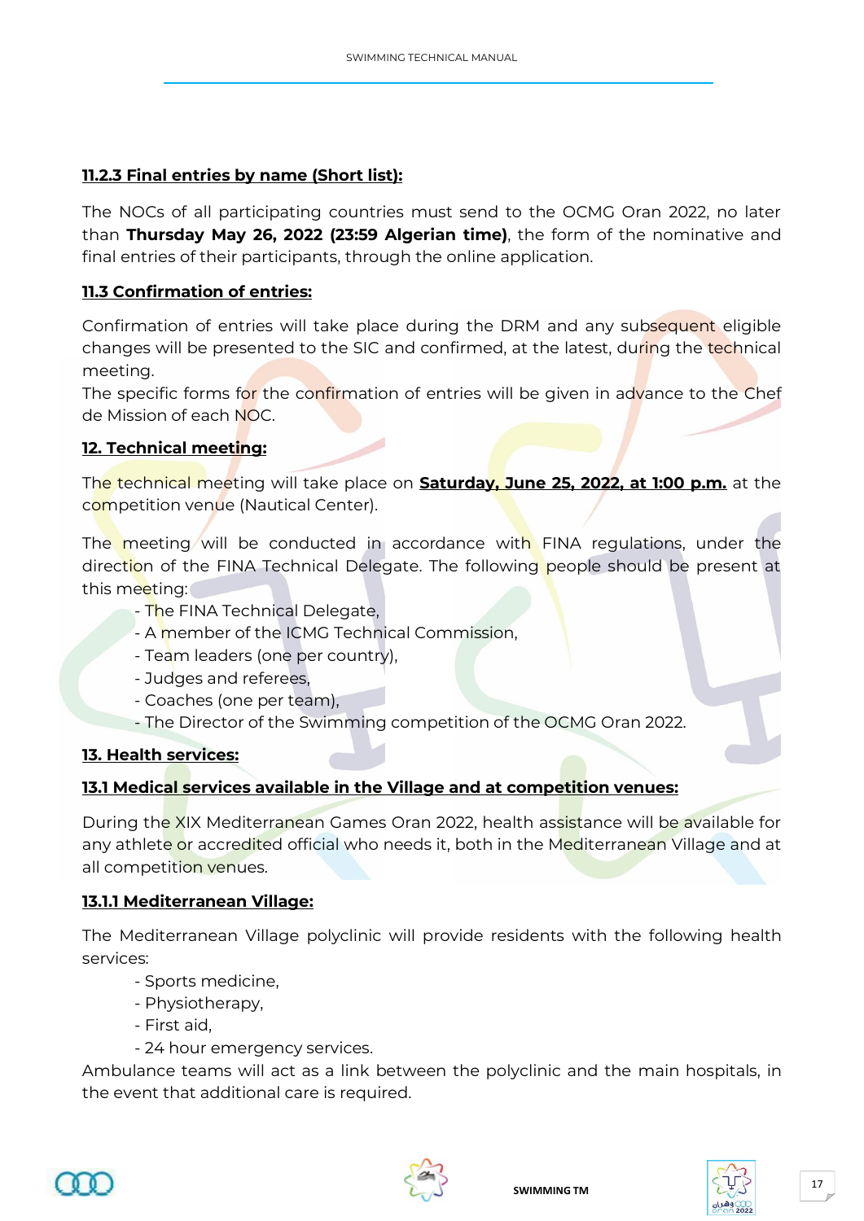### 11.2.3 Final entries by name (Short list):

The NOCs of all participating countries must send to the OCMG Oran 2022, no later than **Thursday May 26, 2022 (23:59 Algerian time)**, the form of the nominative and final entries of their participants, through the online application.

### 11.3 Confirmation of entries:

Confirmation of entries will take place during the DRM and any subsequent eligible changes will be presented to the SIC and confirmed, at the latest, during the technical meeting.
The specific forms for the confirmation of entries will be given in advance to the Chef de Mission of each NOC.

## 12. Technical meeting:

The technical meeting will take place on **Saturday, June 25, 2022, at 1:00 p.m.** at the competition venue (Nautical Center).

The meeting will be conducted in accordance with FINA regulations, under the direction of the FINA Technical Delegate. The following people should be present at this meeting:

- The FINA Technical Delegate,
- A member of the ICMG Technical Commission,
- Team leaders (one per country),
- Judges and referees,
- Coaches (one per team),
- The Director of the Swimming competition of the OCMG Oran 2022.

## 13. Health services:

### 13.1 Medical services available in the Village and at competition venues:

During the XIX Mediterranean Games Oran 2022, health assistance will be available for any athlete or accredited official who needs it, both in the Mediterranean Village and at all competition venues.

#### 13.1.1 Mediterranean Village:

The Mediterranean Village polyclinic will provide residents with the following health services:

- Sports medicine,
- Physiotherapy,
- First aid,
- 24 hour emergency services.

Ambulance teams will act as a link between the polyclinic and the main hospitals, in the event that additional care is required.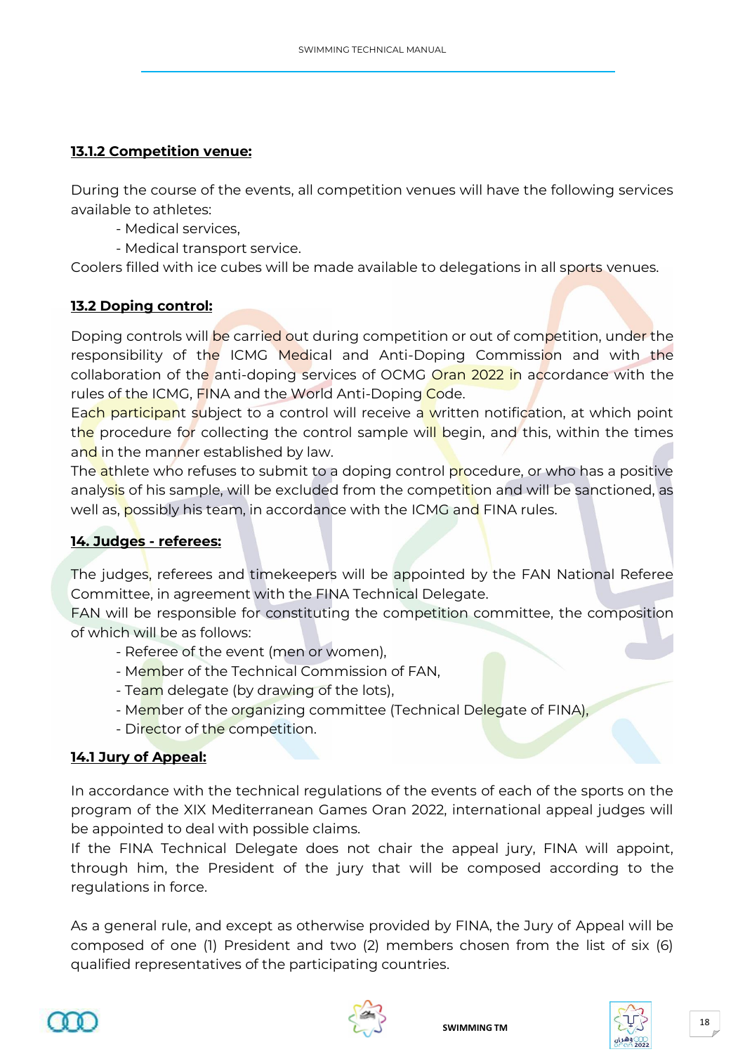**13.1.2 Competition venue:**

During the course of the events, all competition venues will have the following services available to athletes:

- Medical services,
- Medical transport service.

Coolers filled with ice cubes will be made available to delegations in all sports venues.

**13.2 Doping control:**

Doping controls will be carried out during competition or out of competition, under the responsibility of the ICMG Medical and Anti-Doping Commission and with the collaboration of the anti-doping services of OCMG Oran 2022 in accordance with the rules of the ICMG, FINA and the World Anti-Doping Code.

Each participant subject to a control will receive a written notification, at which point the procedure for collecting the control sample will begin, and this, within the times and in the manner established by law.

The athlete who refuses to submit to a doping control procedure, or who has a positive analysis of his sample, will be excluded from the competition and will be sanctioned, as well as, possibly his team, in accordance with the ICMG and FINA rules.

**14. Judges - referees:**

The judges, referees and timekeepers will be appointed by the FAN National Referee Committee, in agreement with the FINA Technical Delegate.

FAN will be responsible for constituting the competition committee, the composition of which will be as follows:

- Referee of the event (men or women),
- Member of the Technical Commission of FAN,
- Team delegate (by drawing of the lots),
- Member of the organizing committee (Technical Delegate of FINA),
- Director of the competition.

**14.1 Jury of Appeal:**

In accordance with the technical regulations of the events of each of the sports on the program of the XIX Mediterranean Games Oran 2022, international appeal judges will be appointed to deal with possible claims.

If the FINA Technical Delegate does not chair the appeal jury, FINA will appoint, through him, the President of the jury that will be composed according to the regulations in force.

As a general rule, and except as otherwise provided by FINA, the Jury of Appeal will be composed of one (1) President and two (2) members chosen from the list of six (6) qualified representatives of the participating countries.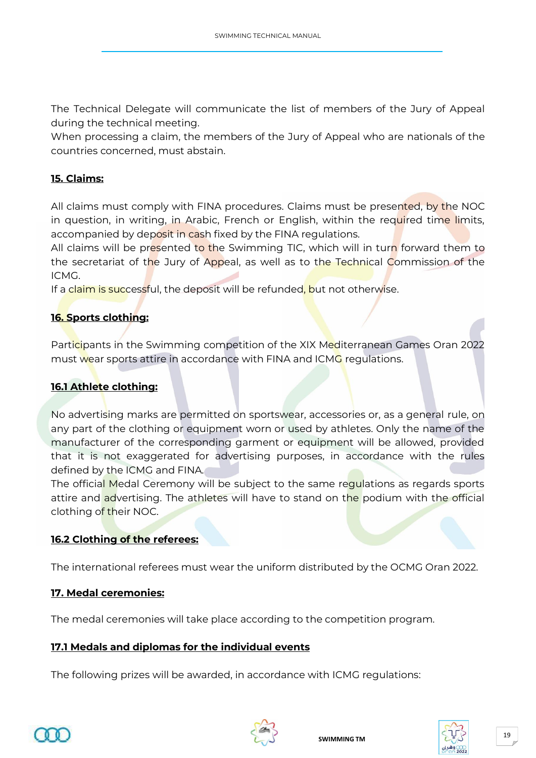The Technical Delegate will communicate the list of members of the Jury of Appeal during the technical meeting.
When processing a claim, the members of the Jury of Appeal who are nationals of the countries concerned, must abstain.

## 15. Claims:

All claims must comply with FINA procedures. Claims must be presented, by the NOC in question, in writing, in Arabic, French or English, within the required time limits, accompanied by deposit in cash fixed by the FINA regulations.
All claims will be presented to the Swimming TIC, which will in turn forward them to the secretariat of the Jury of Appeal, as well as to the Technical Commission of the ICMG.
If a claim is successful, the deposit will be refunded, but not otherwise.

## 16. Sports clothing:

Participants in the Swimming competition of the XIX Mediterranean Games Oran 2022 must wear sports attire in accordance with FINA and ICMG regulations.

### 16.1 Athlete clothing:

No advertising marks are permitted on sportswear, accessories or, as a general rule, on any part of the clothing or equipment worn or used by athletes. Only the name of the manufacturer of the corresponding garment or equipment will be allowed, provided that it is not exaggerated for advertising purposes, in accordance with the rules defined by the ICMG and FINA.
The official Medal Ceremony will be subject to the same regulations as regards sports attire and advertising. The athletes will have to stand on the podium with the official clothing of their NOC.

### 16.2 Clothing of the referees:

The international referees must wear the uniform distributed by the OCMG Oran 2022.

## 17. Medal ceremonies:

The medal ceremonies will take place according to the competition program.

### 17.1 Medals and diplomas for the individual events

The following prizes will be awarded, in accordance with ICMG regulations: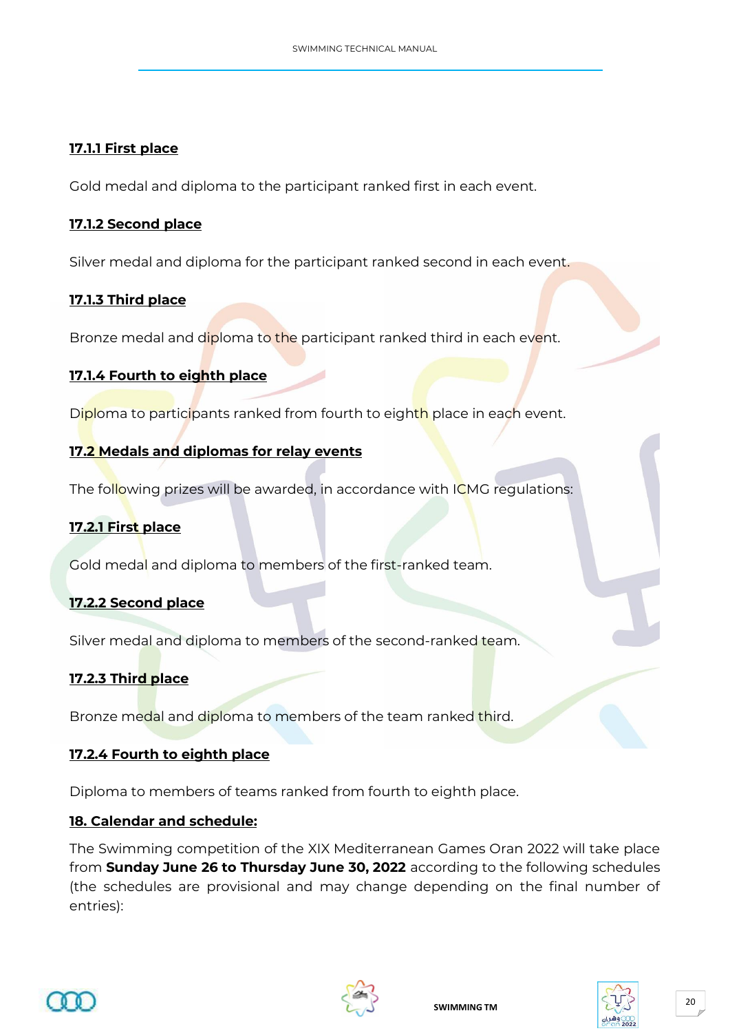#### 17.1.1 First place

Gold medal and diploma to the participant ranked first in each event.

#### 17.1.2 Second place

Silver medal and diploma for the participant ranked second in each event.

#### 17.1.3 Third place

Bronze medal and diploma to the participant ranked third in each event.

#### 17.1.4 Fourth to eighth place

Diploma to participants ranked from fourth to eighth place in each event.

### 17.2 Medals and diplomas for relay events

The following prizes will be awarded, in accordance with ICMG regulations:

#### 17.2.1 First place

Gold medal and diploma to members of the first-ranked team.

#### 17.2.2 Second place

Silver medal and diploma to members of the second-ranked team.

#### 17.2.3 Third place

Bronze medal and diploma to members of the team ranked third.

#### 17.2.4 Fourth to eighth place

Diploma to members of teams ranked from fourth to eighth place.

## 18. Calendar and schedule:

The Swimming competition of the XIX Mediterranean Games Oran 2022 will take place from **Sunday June 26 to Thursday June 30, 2022** according to the following schedules (the schedules are provisional and may change depending on the final number of entries):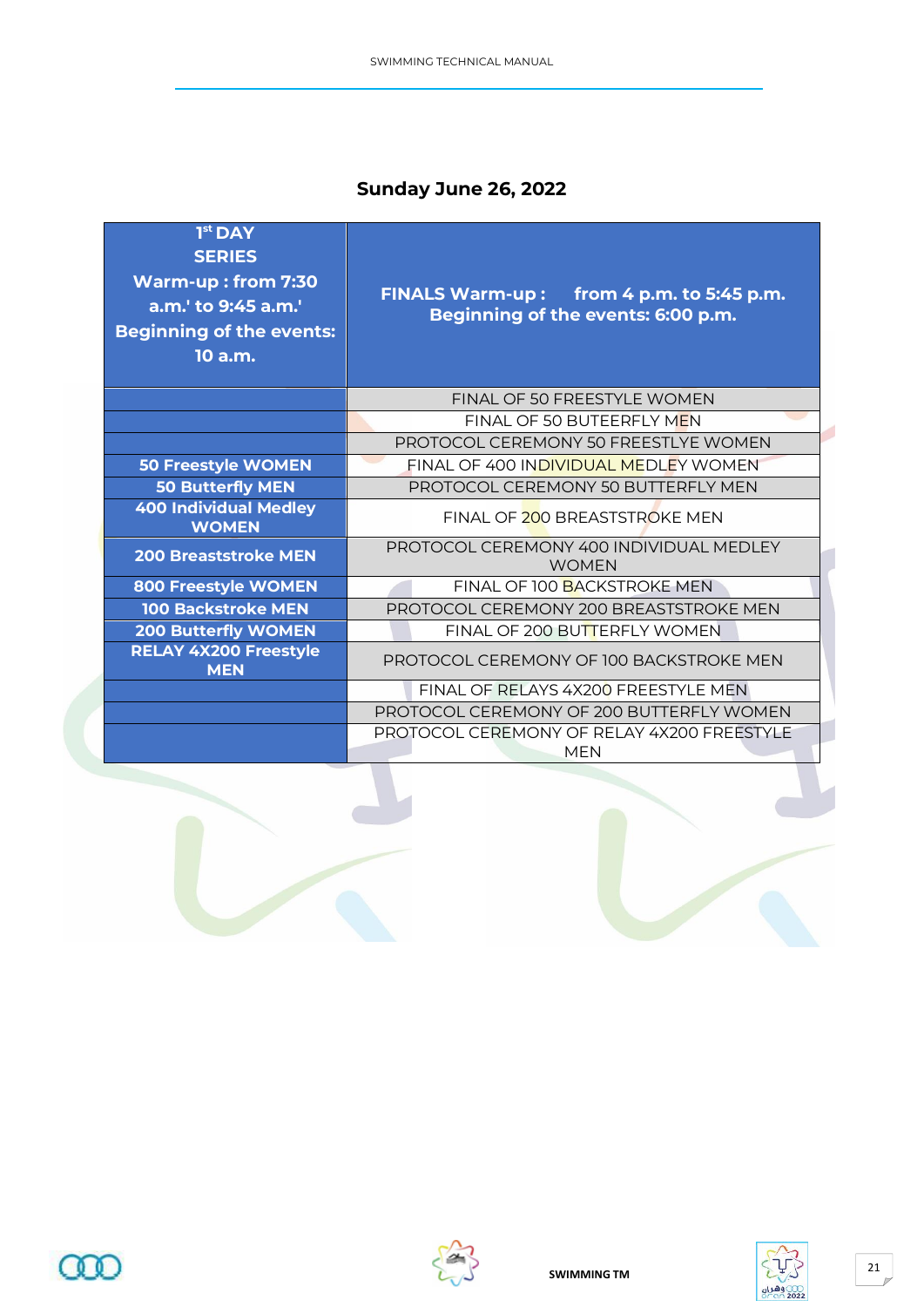## Sunday June 26, 2022

| 1st DAY<br>SERIES<br>Warm-up : from 7:30 a.m.' to 9:45 a.m.'<br>Beginning of the events: 10 a.m. | FINALS Warm-up : from 4 p.m. to 5:45 p.m.<br>Beginning of the events: 6:00 p.m. |
|---|---|
| | FINAL OF 50 FREESTYLE WOMEN |
| | FINAL OF 50 BUTEERFLY MEN |
| | PROTOCOL CEREMONY 50 FREESTLYE WOMEN |
| 50 Freestyle WOMEN | FINAL OF 400 INDIVIDUAL MEDLEY WOMEN |
| 50 Butterfly MEN | PROTOCOL CEREMONY 50 BUTTERFLY MEN |
| 400 Individual Medley WOMEN | FINAL OF 200 BREASTSTROKE MEN |
| 200 Breaststroke MEN | PROTOCOL CEREMONY 400 INDIVIDUAL MEDLEY WOMEN |
| 800 Freestyle WOMEN | FINAL OF 100 BACKSTROKE MEN |
| 100 Backstroke MEN | PROTOCOL CEREMONY 200 BREASTSTROKE MEN |
| 200 Butterfly WOMEN | FINAL OF 200 BUTTERFLY WOMEN |
| RELAY 4X200 Freestyle MEN | PROTOCOL CEREMONY OF 100 BACKSTROKE MEN |
| | FINAL OF RELAYS 4X200 FREESTYLE MEN |
| | PROTOCOL CEREMONY OF 200 BUTTERFLY WOMEN |
| | PROTOCOL CEREMONY OF RELAY 4X200 FREESTYLE MEN |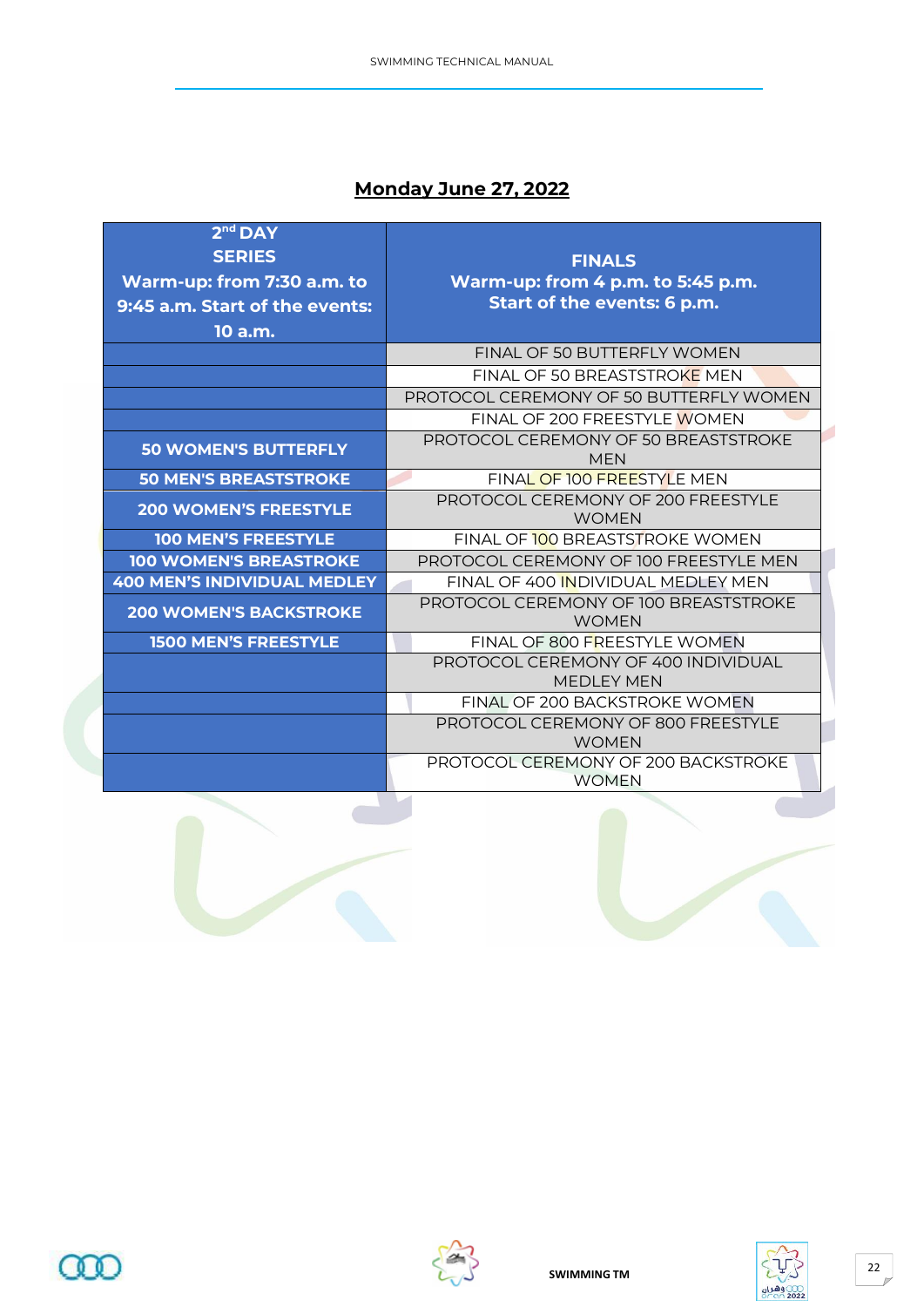## Monday June 27, 2022

| 2nd DAY<br>SERIES<br>Warm-up: from 7:30 a.m. to 9:45 a.m. Start of the events: 10 a.m. | FINALS<br>Warm-up: from 4 p.m. to 5:45 p.m.<br>Start of the events: 6 p.m. |
|---|---|
| | FINAL OF 50 BUTTERFLY WOMEN |
| | FINAL OF 50 BREASTSTROKE MEN |
| | PROTOCOL CEREMONY OF 50 BUTTERFLY WOMEN |
| | FINAL OF 200 FREESTYLE WOMEN |
| 50 WOMEN'S BUTTERFLY | PROTOCOL CEREMONY OF 50 BREASTSTROKE MEN |
| 50 MEN'S BREASTSTROKE | FINAL OF 100 FREESTYLE MEN |
| 200 WOMEN'S FREESTYLE | PROTOCOL CEREMONY OF 200 FREESTYLE WOMEN |
| 100 MEN'S FREESTYLE | FINAL OF 100 BREASTSTROKE WOMEN |
| 100 WOMEN'S BREASTROKE | PROTOCOL CEREMONY OF 100 FREESTYLE MEN |
| 400 MEN'S INDIVIDUAL MEDLEY | FINAL OF 400 INDIVIDUAL MEDLEY MEN |
| 200 WOMEN'S BACKSTROKE | PROTOCOL CEREMONY OF 100 BREASTSTROKE WOMEN |
| 1500 MEN'S FREESTYLE | FINAL OF 800 FREESTYLE WOMEN |
| | PROTOCOL CEREMONY OF 400 INDIVIDUAL MEDLEY MEN |
| | FINAL OF 200 BACKSTROKE WOMEN |
| | PROTOCOL CEREMONY OF 800 FREESTYLE WOMEN |
| | PROTOCOL CEREMONY OF 200 BACKSTROKE WOMEN |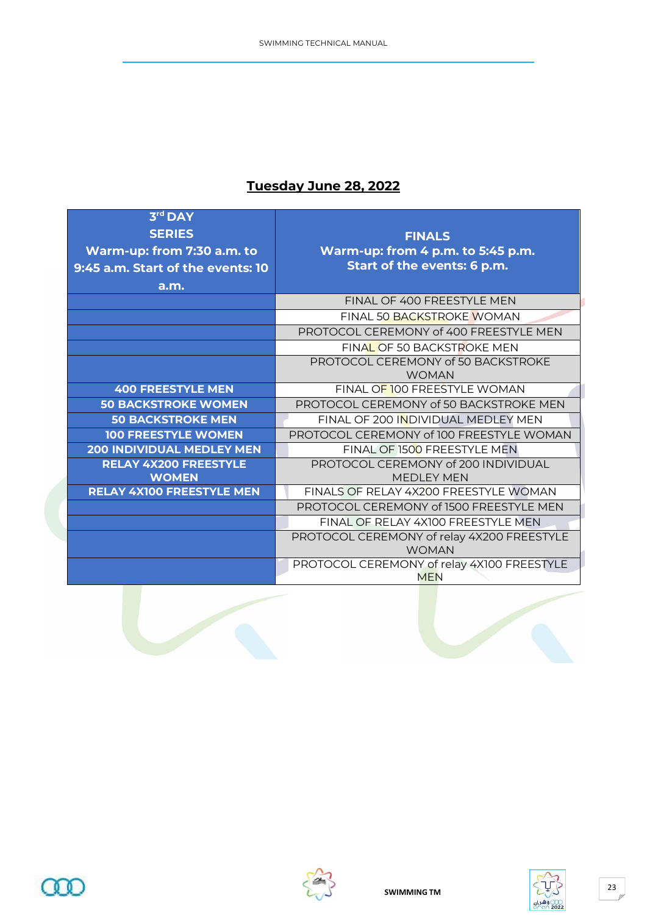## Tuesday June 28, 2022

| 3rd DAY<br>SERIES<br>Warm-up: from 7:30 a.m. to 9:45 a.m. Start of the events: 10 a.m. | FINALS<br>Warm-up: from 4 p.m. to 5:45 p.m.<br>Start of the events: 6 p.m. |
|---|---|
| | FINAL OF 400 FREESTYLE MEN |
| | FINAL 50 BACKSTROKE WOMAN |
| | PROTOCOL CEREMONY of 400 FREESTYLE MEN |
| | FINAL OF 50 BACKSTROKE MEN |
| | PROTOCOL CEREMONY of 50 BACKSTROKE WOMAN |
| 400 FREESTYLE MEN | FINAL OF 100 FREESTYLE WOMAN |
| 50 BACKSTROKE WOMEN | PROTOCOL CEREMONY of 50 BACKSTROKE MEN |
| 50 BACKSTROKE MEN | FINAL OF 200 INDIVIDUAL MEDLEY MEN |
| 100 FREESTYLE WOMEN | PROTOCOL CEREMONY of 100 FREESTYLE WOMAN |
| 200 INDIVIDUAL MEDLEY MEN | FINAL OF 1500 FREESTYLE MEN |
| RELAY 4X200 FREESTYLE WOMEN | PROTOCOL CEREMONY of 200 INDIVIDUAL MEDLEY MEN |
| RELAY 4X100 FREESTYLE MEN | FINALS OF RELAY 4X200 FREESTYLE WOMAN |
| | PROTOCOL CEREMONY of 1500 FREESTYLE MEN |
| | FINAL OF RELAY 4X100 FREESTYLE MEN |
| | PROTOCOL CEREMONY of relay 4X200 FREESTYLE WOMAN |
| | PROTOCOL CEREMONY of relay 4X100 FREESTYLE MEN |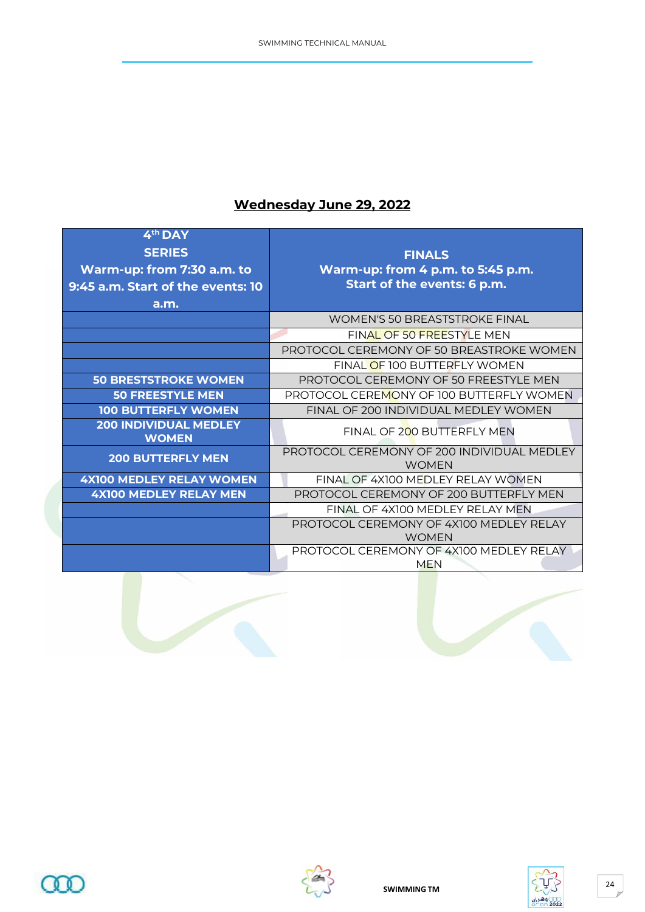## Wednesday June 29, 2022

| 4th DAY SERIES Warm-up: from 7:30 a.m. to 9:45 a.m. Start of the events: 10 a.m. | FINALS Warm-up: from 4 p.m. to 5:45 p.m. Start of the events: 6 p.m. |
|---|---|
| | WOMEN'S 50 BREASTSTROKE FINAL |
| | FINAL OF 50 FREESTYLE MEN |
| | PROTOCOL CEREMONY OF 50 BREASTROKE WOMEN |
| | FINAL OF 100 BUTTERFLY WOMEN |
| 50 BRESTSTROKE WOMEN | PROTOCOL CEREMONY OF 50 FREESTYLE MEN |
| 50 FREESTYLE MEN | PROTOCOL CEREMONY OF 100 BUTTERFLY WOMEN |
| 100 BUTTERFLY WOMEN | FINAL OF 200 INDIVIDUAL MEDLEY WOMEN |
| 200 INDIVIDUAL MEDLEY WOMEN | FINAL OF 200 BUTTERFLY MEN |
| 200 BUTTERFLY MEN | PROTOCOL CEREMONY OF 200 INDIVIDUAL MEDLEY WOMEN |
| 4X100 MEDLEY RELAY WOMEN | FINAL OF 4X100 MEDLEY RELAY WOMEN |
| 4X100 MEDLEY RELAY MEN | PROTOCOL CEREMONY OF 200 BUTTERFLY MEN |
| | FINAL OF 4X100 MEDLEY RELAY MEN |
| | PROTOCOL CEREMONY OF 4X100 MEDLEY RELAY WOMEN |
| | PROTOCOL CEREMONY OF 4X100 MEDLEY RELAY MEN |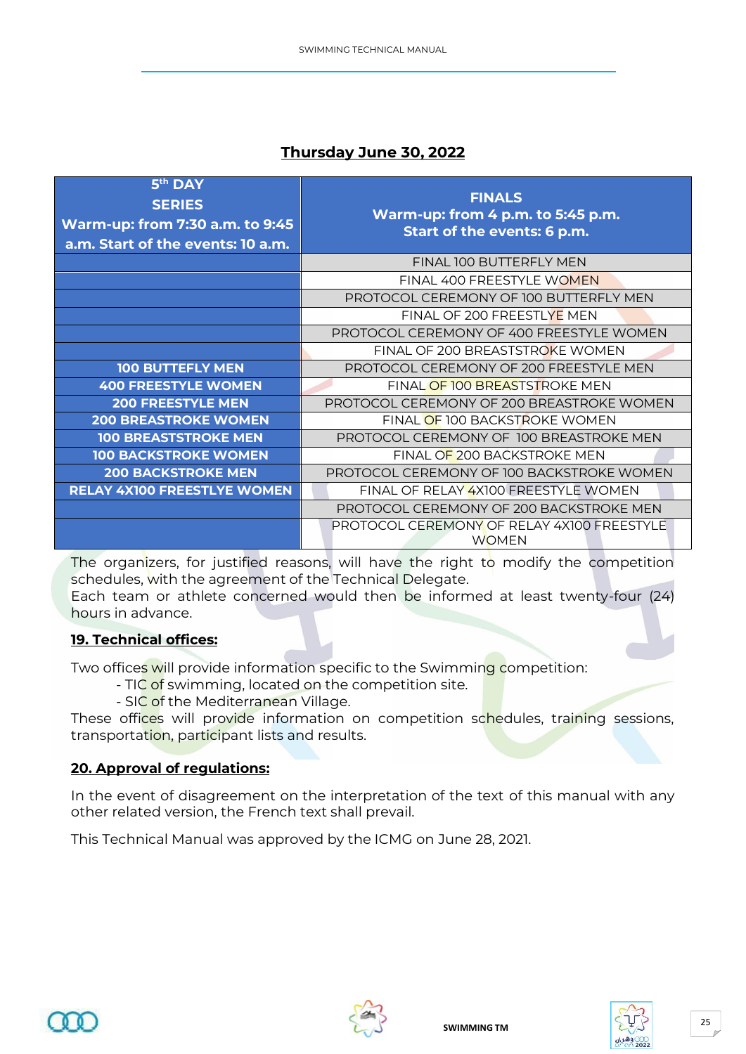## Thursday June 30, 2022

| 5th DAY SERIES Warm-up: from 7:30 a.m. to 9:45 a.m. Start of the events: 10 a.m. | FINALS Warm-up: from 4 p.m. to 5:45 p.m. Start of the events: 6 p.m. |
|---|---|
| | FINAL 100 BUTTERFLY MEN |
| | FINAL 400 FREESTYLE WOMEN |
| | PROTOCOL CEREMONY OF 100 BUTTERFLY MEN |
| | FINAL OF 200 FREESTLYE MEN |
| | PROTOCOL CEREMONY OF 400 FREESTYLE WOMEN |
| | FINAL OF 200 BREASTSTROKE WOMEN |
| 100 BUTTEFLY MEN | PROTOCOL CEREMONY OF 200 FREESTYLE MEN |
| 400 FREESTYLE WOMEN | FINAL OF 100 BREASTSTROKE MEN |
| 200 FREESTYLE MEN | PROTOCOL CEREMONY OF 200 BREASTROKE WOMEN |
| 200 BREASTROKE WOMEN | FINAL OF 100 BACKSTROKE WOMEN |
| 100 BREASTSTROKE MEN | PROTOCOL CEREMONY OF 100 BREASTROKE MEN |
| 100 BACKSTROKE WOMEN | FINAL OF 200 BACKSTROKE MEN |
| 200 BACKSTROKE MEN | PROTOCOL CEREMONY OF 100 BACKSTROKE WOMEN |
| RELAY 4X100 FREESTLYE WOMEN | FINAL OF RELAY 4X100 FREESTYLE WOMEN |
| | PROTOCOL CEREMONY OF 200 BACKSTROKE MEN |
| | PROTOCOL CEREMONY OF RELAY 4X100 FREESTYLE WOMEN |

The organizers, for justified reasons, will have the right to modify the competition schedules, with the agreement of the Technical Delegate.
Each team or athlete concerned would then be informed at least twenty-four (24) hours in advance.

### 19. Technical offices:

Two offices will provide information specific to the Swimming competition:

- TIC of swimming, located on the competition site.
- SIC of the Mediterranean Village.

These offices will provide information on competition schedules, training sessions, transportation, participant lists and results.

### 20. Approval of regulations:

In the event of disagreement on the interpretation of the text of this manual with any other related version, the French text shall prevail.

This Technical Manual was approved by the ICMG on June 28, 2021.